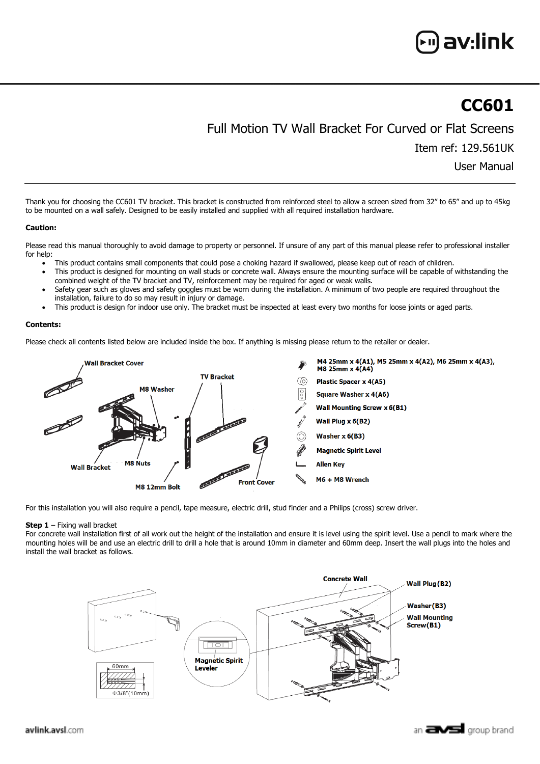# CC601

## Full Motion TV Wall Bracket For Curved or Flat Screens

Item ref: 129.561UK

User Manual

Thank you for choosing the CC601 TV bracket. This bracket is constructed from reinforced steel to allow a screen sized from 32" to 65" and up to 45kg to be mounted on a wall safely. Designed to be easily installed and supplied with all required installation hardware.

**Caution:**

Please read this manual thoroughly to avoid damage to property or personnel. If unsure of any part of this manual please refer to professional installer for help:

- This product contains small components that could pose a choking hazard if swallowed, please keep out of reach of children.
- This product is designed for mounting on wall studs or concrete wall. Always ensure the mounting surface will be capable of withstanding the combined weight of the TV bracket and TV, reinforcement may be required for aged or weak walls.
- Safety gear such as gloves and safety goggles must be worn during the installation. A minimum of two people are required throughout the installation, failure to do so may result in injury or damage.
- This product is design for indoor use only. The bracket must be inspected at least every two months for loose joints or aged parts.

**Contents:**

Please check all contents listed below are included inside the box. If anything is missing please return to the retailer or dealer.

Wall Bracket Cover, M8 Washer, TV Bracket, Wall Bracket, M8 Nuts, M8 12mm Bolt, Front Cover

- M4 25mm x 4(A1), M5 25mm x 4(A2), M6 25mm x 4(A3), M8 25mm x 4(A4)
- Plastic Spacer x 4(A5)
- Square Washer x 4(A6)
- Wall Mounting Screw x 6(B1)
- Wall Plug x 6(B2)
- Washer x 6(B3)
- Magnetic Spirit Level
- Allen Key
- M6 + M8 Wrench

For this installation you will also require a pencil, tape measure, electric drill, stud finder and a Philips (cross) screw driver.

**Step 1** – Fixing wall bracket

For concrete wall installation first of all work out the height of the installation and ensure it is level using the spirit level. Use a pencil to mark where the mounting holes will be and use an electric drill to drill a hole that is around 10mm in diameter and 60mm deep. Insert the wall plugs into the holes and install the wall bracket as follows.

60mm, Φ3/8"(10mm), Magnetic Spirit Leveler, Concrete Wall, Wall Plug(B2), Washer(B3), Wall Mounting Screw(B1)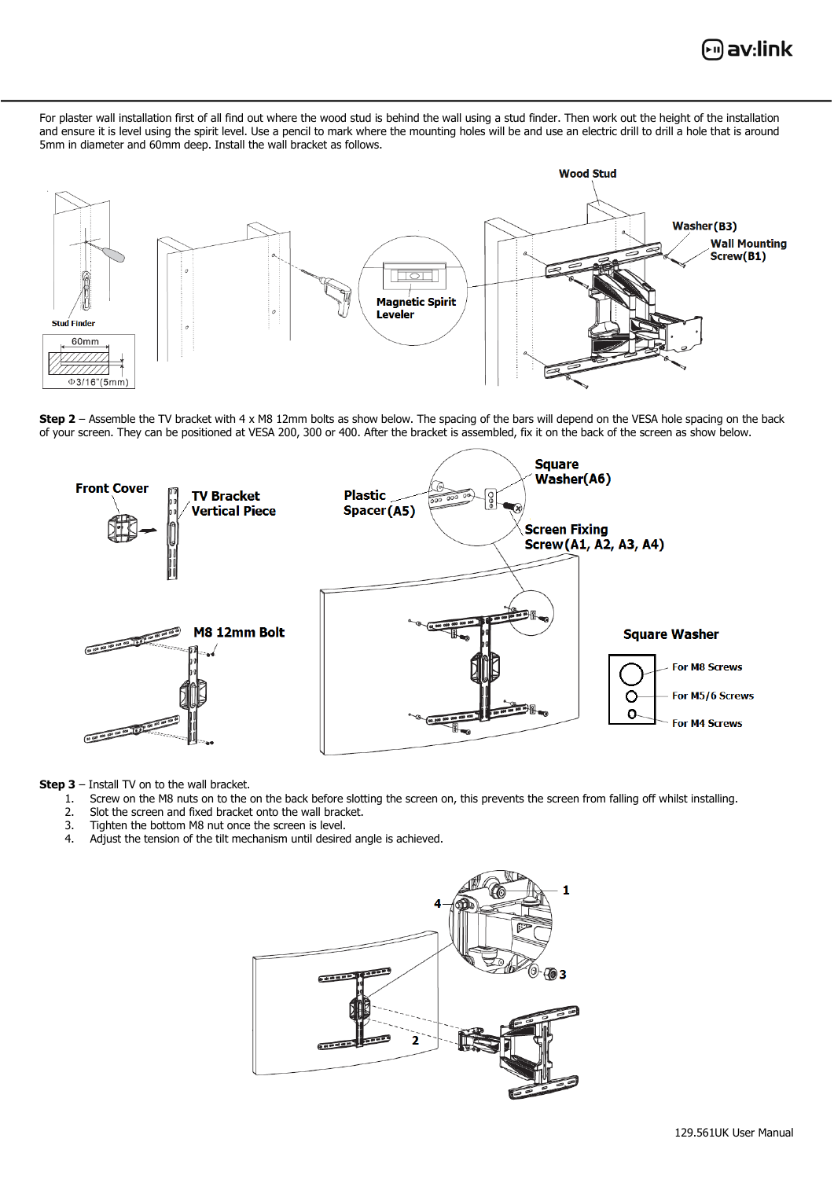For plaster wall installation first of all find out where the wood stud is behind the wall using a stud finder. Then work out the height of the installation and ensure it is level using the spirit level. Use a pencil to mark where the mounting holes will be and use an electric drill to drill a hole that is around 5mm in diameter and 60mm deep. Install the wall bracket as follows.

Wood Stud

Washer(B3)

Wall Mounting Screw(B1)

Magnetic Spirit Leveler

Stud Finder

60mm

Φ3/16"(5mm)

**Step 2** – Assemble the TV bracket with 4 x M8 12mm bolts as show below. The spacing of the bars will depend on the VESA hole spacing on the back of your screen. They can be positioned at VESA 200, 300 or 400. After the bracket is assembled, fix it on the back of the screen as show below.

Front Cover

TV Bracket Vertical Piece

Plastic Spacer(A5)

Square Washer(A6)

Screen Fixing Screw(A1, A2, A3, A4)

M8 12mm Bolt

Square Washer

For M8 Screws

For M5/6 Screws

For M4 Screws

**Step 3** – Install TV on to the wall bracket.

1. Screw on the M8 nuts on to the on the back before slotting the screen on, this prevents the screen from falling off whilst installing.
2. Slot the screen and fixed bracket onto the wall bracket.
3. Tighten the bottom M8 nut once the screen is level.
4. Adjust the tension of the tilt mechanism until desired angle is achieved.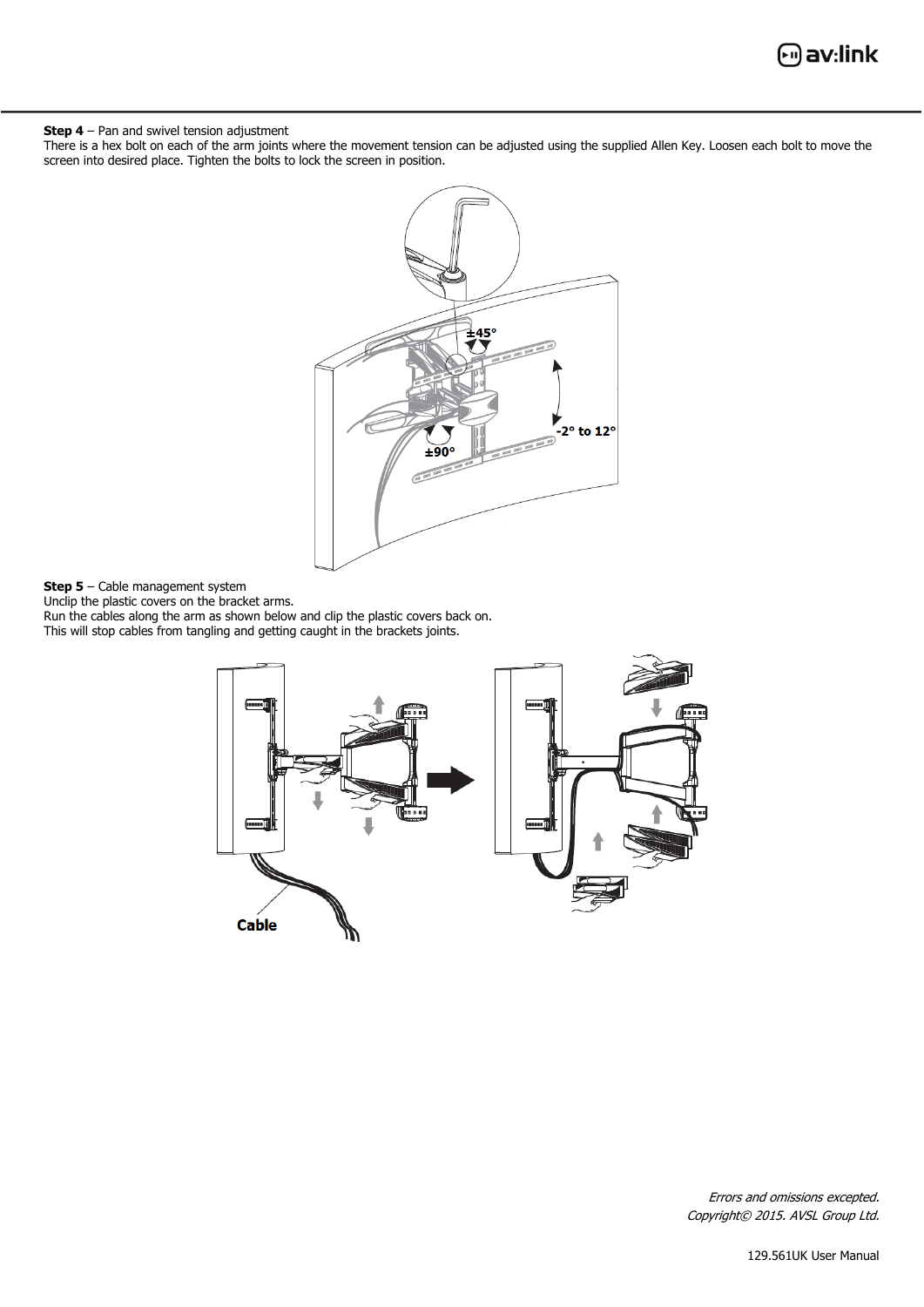**Step 4** – Pan and swivel tension adjustment
There is a hex bolt on each of the arm joints where the movement tension can be adjusted using the supplied Allen Key. Loosen each bolt to move the screen into desired place. Tighten the bolts to lock the screen in position.

±45°

-2° to 12°

±90°

**Step 5** – Cable management system
Unclip the plastic covers on the bracket arms.
Run the cables along the arm as shown below and clip the plastic covers back on.
This will stop cables from tangling and getting caught in the brackets joints.

Cable

*Errors and omissions excepted.*
*Copyright© 2015. AVSL Group Ltd.*

129.561UK User Manual